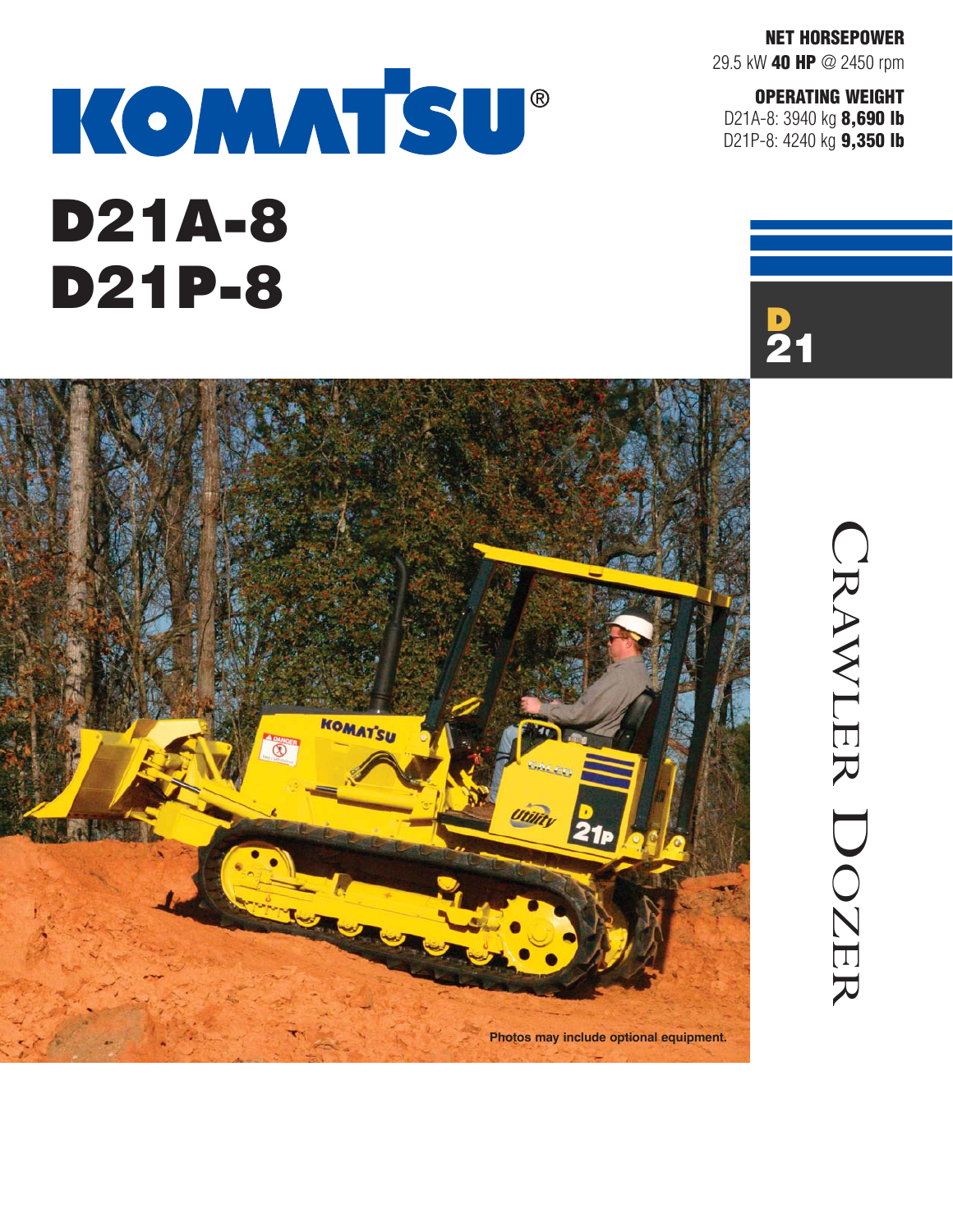**NET HORSEPOWER**
29.5 kW **40 HP** @ 2450 rpm

**OPERATING WEIGHT**
D21A-8: 3940 kg **8,690 lb**
D21P-8: 4240 kg **9,350 lb**

KOMATSU®

# D21A-8
# D21P-8

D
21

Photos may include optional equipment.

CRAWLER DOZER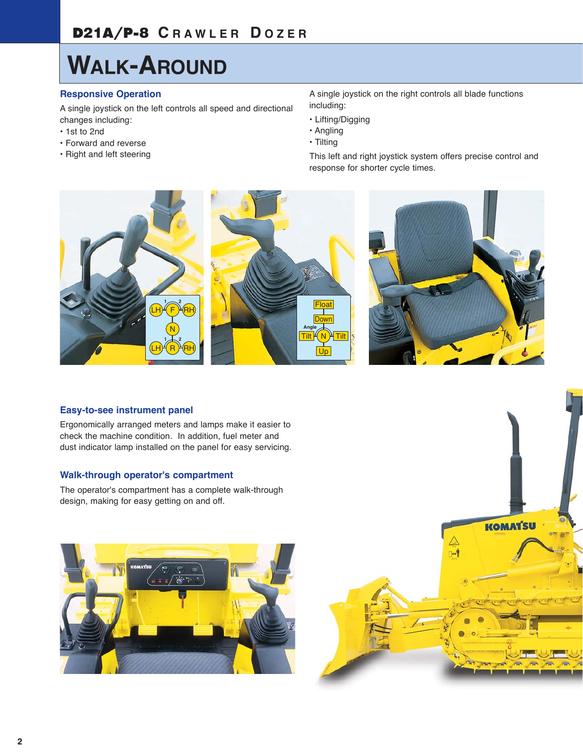# WALK-AROUND

## Responsive Operation

A single joystick on the left controls all speed and directional changes including:

- 1st to 2nd
- Forward and reverse
- Right and left steering

A single joystick on the right controls all blade functions including:

- Lifting/Digging
- Angling
- Tilting

This left and right joystick system offers precise control and response for shorter cycle times.

## Easy-to-see instrument panel

Ergonomically arranged meters and lamps make it easier to check the machine condition. In addition, fuel meter and dust indicator lamp installed on the panel for easy servicing.

## Walk-through operator's compartment

The operator's compartment has a complete walk-through design, making for easy getting on and off.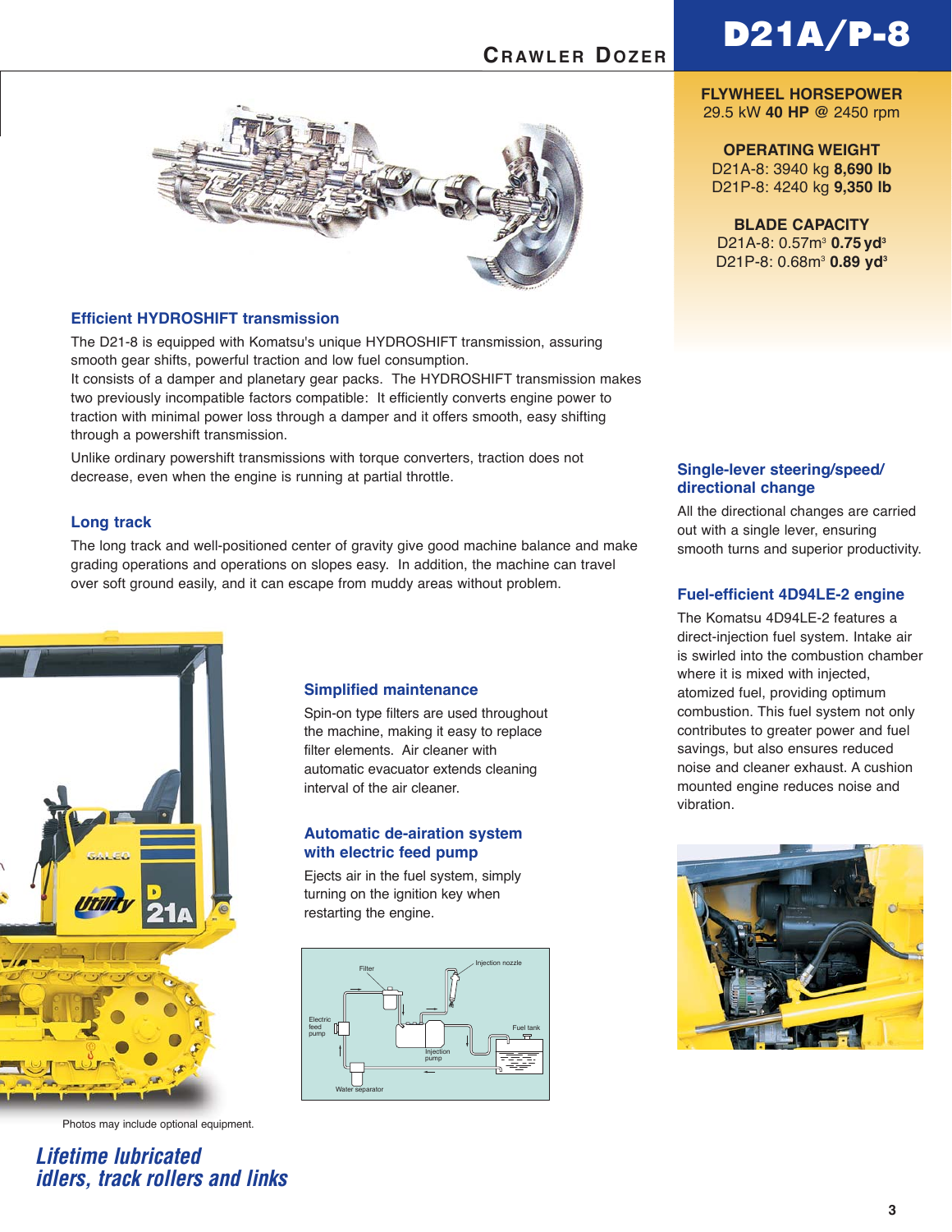# D21A/P-8

## CRAWLER DOZER

**FLYWHEEL HORSEPOWER**
29.5 kW **40 HP** @ 2450 rpm

**OPERATING WEIGHT**
D21A-8: 3940 kg **8,690 lb**
D21P-8: 4240 kg **9,350 lb**

**BLADE CAPACITY**
D21A-8: 0.57m³ **0.75 yd³**
D21P-8: 0.68m³ **0.89 yd³**

### Efficient HYDROSHIFT transmission

The D21-8 is equipped with Komatsu's unique HYDROSHIFT transmission, assuring smooth gear shifts, powerful traction and low fuel consumption.
It consists of a damper and planetary gear packs. The HYDROSHIFT transmission makes two previously incompatible factors compatible: It efficiently converts engine power to traction with minimal power loss through a damper and it offers smooth, easy shifting through a powershift transmission.

Unlike ordinary powershift transmissions with torque converters, traction does not decrease, even when the engine is running at partial throttle.

### Long track

The long track and well-positioned center of gravity give good machine balance and make grading operations and operations on slopes easy. In addition, the machine can travel over soft ground easily, and it can escape from muddy areas without problem.

### Simplified maintenance

Spin-on type filters are used throughout the machine, making it easy to replace filter elements. Air cleaner with automatic evacuator extends cleaning interval of the air cleaner.

### Automatic de-airation system with electric feed pump

Ejects air in the fuel system, simply turning on the ignition key when restarting the engine.

Filter, Injection nozzle, Electric feed pump, Fuel tank, Injection pump, Water separator

Photos may include optional equipment.

### *Lifetime lubricated idlers, track rollers and links*

### Single-lever steering/speed/directional change

All the directional changes are carried out with a single lever, ensuring smooth turns and superior productivity.

### Fuel-efficient 4D94LE-2 engine

The Komatsu 4D94LE-2 features a direct-injection fuel system. Intake air is swirled into the combustion chamber where it is mixed with injected, atomized fuel, providing optimum combustion. This fuel system not only contributes to greater power and fuel savings, but also ensures reduced noise and cleaner exhaust. A cushion mounted engine reduces noise and vibration.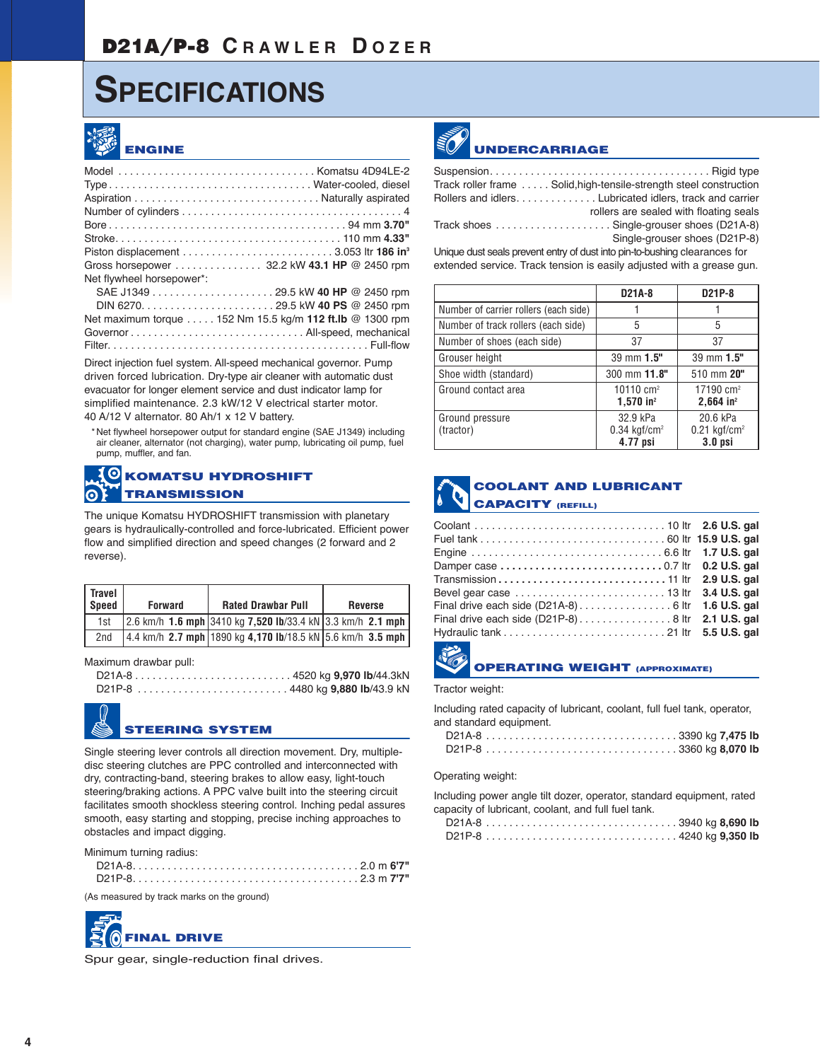# D21A/P-8 CRAWLER DOZER

# SPECIFICATIONS

## ENGINE

Model . . . . . . . . . . Komatsu 4D94LE-2
Type . . . . . . . . . . Water-cooled, diesel
Aspiration . . . . . . . . . . Naturally aspirated
Number of cylinders . . . . . . . . . . 4
Bore . . . . . . . . . . 94 mm **3.70"**
Stroke . . . . . . . . . . 110 mm **4.33"**
Piston displacement . . . . . . . . . . 3.053 ltr **186 in³**
Gross horsepower . . . . . . . . . . 32.2 kW **43.1 HP** @ 2450 rpm
Net flywheel horsepower*:
  SAE J1349 . . . . . . . . . . 29.5 kW **40 HP** @ 2450 rpm
  DIN 6270 . . . . . . . . . . 29.5 kW **40 PS** @ 2450 rpm
Net maximum torque . . . . . 152 Nm 15.5 kg/m **112 ft.lb** @ 1300 rpm
Governor . . . . . . . . . . All-speed, mechanical
Filter . . . . . . . . . . Full-flow

Direct injection fuel system. All-speed mechanical governor. Pump driven forced lubrication. Dry-type air cleaner with automatic dust evacuator for longer element service and dust indicator lamp for simplified maintenance. 2.3 kW/12 V electrical starter motor. 40 A/12 V alternator. 80 Ah/1 x 12 V battery.

*Net flywheel horsepower output for standard engine (SAE J1349) including air cleaner, alternator (not charging), water pump, lubricating oil pump, fuel pump, muffler, and fan.

## KOMATSU HYDROSHIFT TRANSMISSION

The unique Komatsu HYDROSHIFT transmission with planetary gears is hydraulically-controlled and force-lubricated. Efficient power flow and simplified direction and speed changes (2 forward and 2 reverse).

| Travel Speed | Forward | Rated Drawbar Pull | Reverse |
|---|---|---|---|
| 1st | 2.6 km/h **1.6 mph** | 3410 kg **7,520 lb**/33.4 kN | 3.3 km/h **2.1 mph** |
| 2nd | 4.4 km/h **2.7 mph** | 1890 kg **4,170 lb**/18.5 kN | 5.6 km/h **3.5 mph** |

Maximum drawbar pull:
  D21A-8 . . . . . . . . . . 4520 kg **9,970 lb**/44.3kN
  D21P-8 . . . . . . . . . . 4480 kg **9,880 lb**/43.9 kN

## STEERING SYSTEM

Single steering lever controls all direction movement. Dry, multiple-disc steering clutches are PPC controlled and interconnected with dry, contracting-band, steering brakes to allow easy, light-touch steering/braking actions. A PPC valve built into the steering circuit facilitates smooth shockless steering control. Inching pedal assures smooth, easy starting and stopping, precise inching approaches to obstacles and impact digging.

Minimum turning radius:
  D21A-8 . . . . . . . . . . 2.0 m **6'7"**
  D21P-8 . . . . . . . . . . 2.3 m **7'7"**

(As measured by track marks on the ground)

## FINAL DRIVE

Spur gear, single-reduction final drives.

## UNDERCARRIAGE

Suspension . . . . . . . . . . Rigid type
Track roller frame . . . . . Solid,high-tensile-strength steel construction
Rollers and idlers . . . . . . . . . . Lubricated idlers, track and carrier rollers are sealed with floating seals
Track shoes . . . . . . . . . . Single-grouser shoes (D21A-8)
  Single-grouser shoes (D21P-8)

Unique dust seals prevent entry of dust into pin-to-bushing clearances for extended service. Track tension is easily adjusted with a grease gun.

| | D21A-8 | D21P-8 |
|---|---|---|
| Number of carrier rollers (each side) | 1 | 1 |
| Number of track rollers (each side) | 5 | 5 |
| Number of shoes (each side) | 37 | 37 |
| Grouser height | 39 mm **1.5"** | 39 mm **1.5"** |
| Shoe width (standard) | 300 mm **11.8"** | 510 mm **20"** |
| Ground contact area | 10110 cm² **1,570 in²** | 17190 cm² **2,664 in²** |
| Ground pressure (tractor) | 32.9 kPa 0.34 kgf/cm² **4.77 psi** | 20.6 kPa 0.21 kgf/cm² **3.0 psi** |

## COOLANT AND LUBRICANT CAPACITY (REFILL)

Coolant . . . . . . . . . . 10 ltr **2.6 U.S. gal**
Fuel tank . . . . . . . . . . 60 ltr **15.9 U.S. gal**
Engine . . . . . . . . . . 6.6 ltr **1.7 U.S. gal**
Damper case . . . . . . . . . . 0.7 ltr **0.2 U.S. gal**
Transmission . . . . . . . . . . 11 ltr **2.9 U.S. gal**
Bevel gear case . . . . . . . . . . 13 ltr **3.4 U.S. gal**
Final drive each side (D21A-8) . . . . . . . . . . 6 ltr **1.6 U.S. gal**
Final drive each side (D21P-8) . . . . . . . . . . 8 ltr **2.1 U.S. gal**
Hydraulic tank . . . . . . . . . . 21 ltr **5.5 U.S. gal**

## OPERATING WEIGHT (APPROXIMATE)

Tractor weight:

Including rated capacity of lubricant, coolant, full fuel tank, operator, and standard equipment.
  D21A-8 . . . . . . . . . . 3390 kg **7,475 lb**
  D21P-8 . . . . . . . . . . 3360 kg **8,070 lb**

Operating weight:

Including power angle tilt dozer, operator, standard equipment, rated capacity of lubricant, coolant, and full fuel tank.
  D21A-8 . . . . . . . . . . 3940 kg **8,690 lb**
  D21P-8 . . . . . . . . . . 4240 kg **9,350 lb**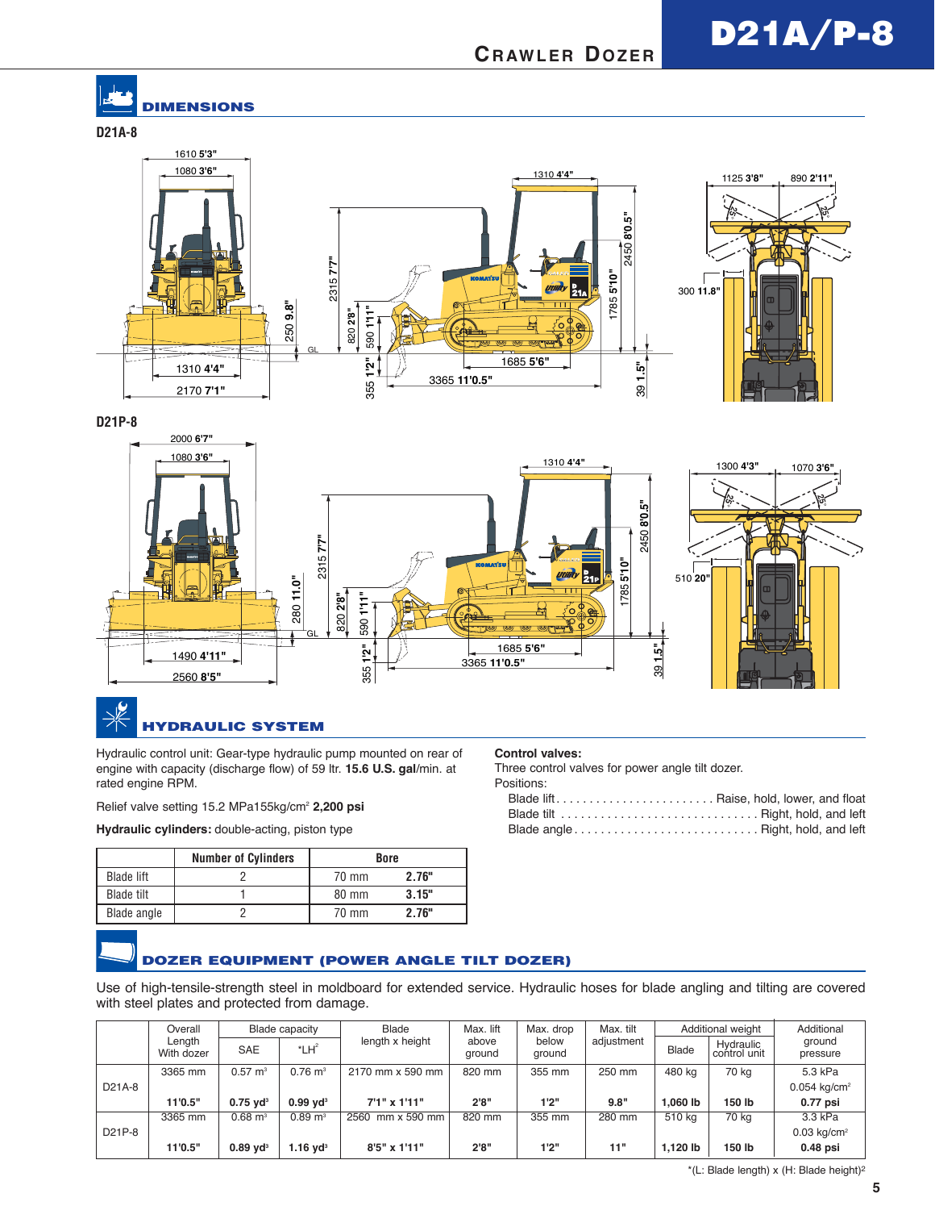## DIMENSIONS

### D21A-8

### D21P-8

## HYDRAULIC SYSTEM

Hydraulic control unit: Gear-type hydraulic pump mounted on rear of engine with capacity (discharge flow) of 59 ltr. **15.6 U.S. gal**/min. at rated engine RPM.

Relief valve setting 15.2 MPa155kg/cm² **2,200 psi**

**Hydraulic cylinders:** double-acting, piston type

| | Number of Cylinders | Bore |
|---|---|---|
| Blade lift | 2 | 70 mm **2.76"** |
| Blade tilt | 1 | 80 mm **3.15"** |
| Blade angle | 2 | 70 mm **2.76"** |

**Control valves:**
Three control valves for power angle tilt dozer.
Positions:

- Blade lift . . . . . . . . . . . . . . . . . . . . . . . . Raise, hold, lower, and float
- Blade tilt . . . . . . . . . . . . . . . . . . . . . . . . . . . . . . Right, hold, and left
- Blade angle . . . . . . . . . . . . . . . . . . . . . . . . . . . . Right, hold, and left

## DOZER EQUIPMENT (POWER ANGLE TILT DOZER)

Use of high-tensile-strength steel in moldboard for extended service. Hydraulic hoses for blade angling and tilting are covered with steel plates and protected from damage.

| | Overall Length With dozer | Blade capacity | | Blade length x height | Max. lift above ground | Max. drop below ground | Max. tilt adjustment | Additional weight | | Additional ground pressure |
|---|---|---|---|---|---|---|---|---|---|---|
| | | SAE | *LH² | | | | | Blade | Hydraulic control unit | |
| D21A-8 | 3365 mm **11'0.5"** | 0.57 m³ **0.75 yd³** | 0.76 m³ **0.99 yd³** | 2170 mm x 590 mm **7'1" x 1'11"** | 820 mm **2'8"** | 355 mm **1'2"** | 250 mm **9.8"** | 480 kg **1,060 lb** | 70 kg **150 lb** | 5.3 kPa 0.054 kg/cm² **0.77 psi** |
| D21P-8 | 3365 mm **11'0.5"** | 0.68 m³ **0.89 yd³** | 0.89 m³ **1.16 yd³** | 2560 mm x 590 mm **8'5" x 1'11"** | 820 mm **2'8"** | 355 mm **1'2"** | 280 mm **11"** | 510 kg **1,120 lb** | 70 kg **150 lb** | 3.3 kPa 0.03 kg/cm² **0.48 psi** |

*(L: Blade length) x (H: Blade height)²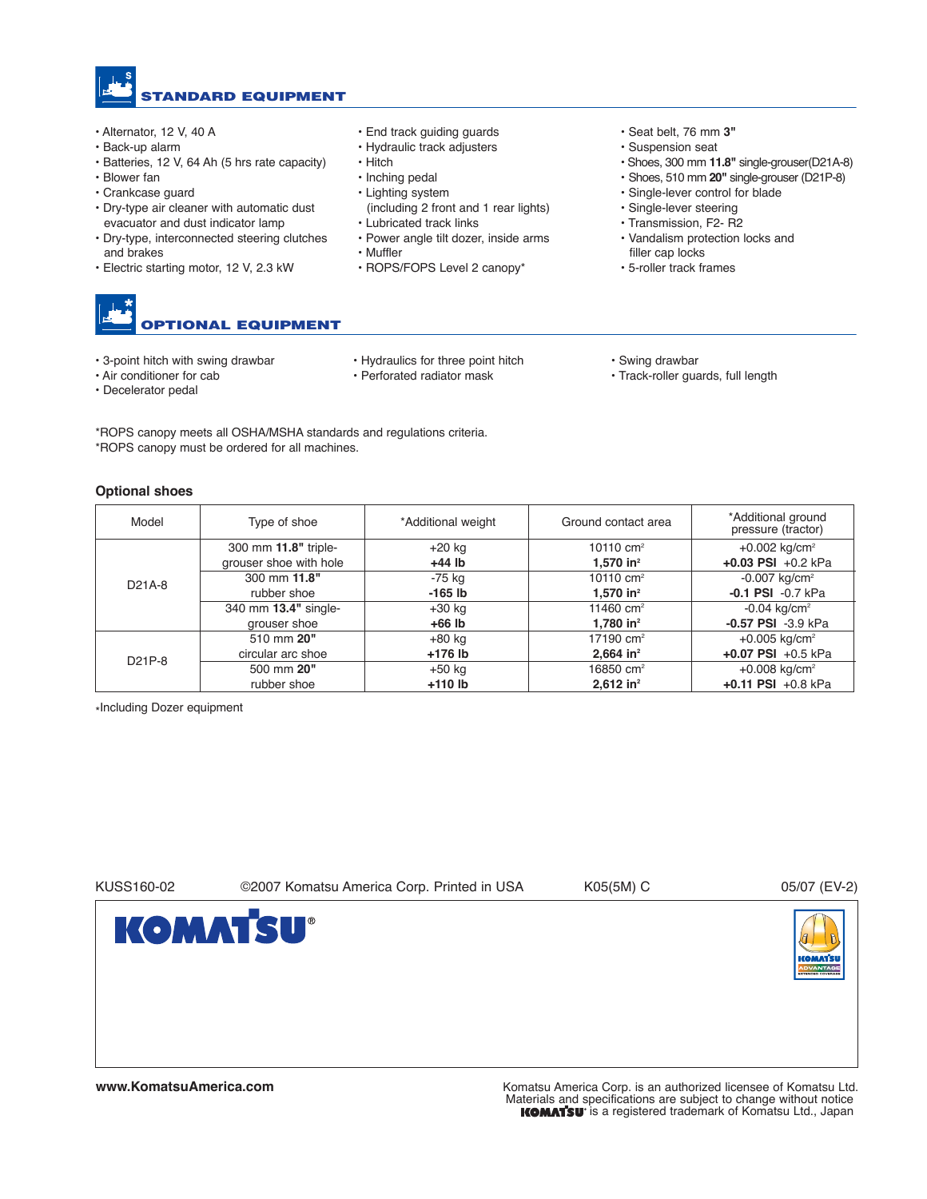## STANDARD EQUIPMENT

- Alternator, 12 V, 40 A
- Back-up alarm
- Batteries, 12 V, 64 Ah (5 hrs rate capacity)
- Blower fan
- Crankcase guard
- Dry-type air cleaner with automatic dust evacuator and dust indicator lamp
- Dry-type, interconnected steering clutches and brakes
- Electric starting motor, 12 V, 2.3 kW
- End track guiding guards
- Hydraulic track adjusters
- Hitch
- Inching pedal
- Lighting system (including 2 front and 1 rear lights)
- Lubricated track links
- Power angle tilt dozer, inside arms
- Muffler
- ROPS/FOPS Level 2 canopy*
- Seat belt, 76 mm **3"**
- Suspension seat
- Shoes, 300 mm **11.8"** single-grouser(D21A-8)
- Shoes, 510 mm **20"** single-grouser (D21P-8)
- Single-lever control for blade
- Single-lever steering
- Transmission, F2- R2
- Vandalism protection locks and filler cap locks
- 5-roller track frames

## OPTIONAL EQUIPMENT

- 3-point hitch with swing drawbar
- Air conditioner for cab
- Decelerator pedal
- Hydraulics for three point hitch
- Perforated radiator mask
- Swing drawbar
- Track-roller guards, full length

*ROPS canopy meets all OSHA/MSHA standards and regulations criteria.
*ROPS canopy must be ordered for all machines.

### Optional shoes

| Model | Type of shoe | *Additional weight | Ground contact area | *Additional ground pressure (tractor) |
|---|---|---|---|---|
| D21A-8 | 300 mm **11.8"** triple-grouser shoe with hole | +20 kg **+44 lb** | 10110 cm² **1,570 in²** | +0.002 kg/cm² **+0.03 PSI** +0.2 kPa |
| | 300 mm **11.8"** rubber shoe | -75 kg **-165 lb** | 10110 cm² **1,570 in²** | -0.007 kg/cm² **-0.1 PSI** -0.7 kPa |
| | 340 mm **13.4"** single-grouser shoe | +30 kg **+66 lb** | 11460 cm² **1,780 in²** | -0.04 kg/cm² **-0.57 PSI** -3.9 kPa |
| D21P-8 | 510 mm **20"** circular arc shoe | +80 kg **+176 lb** | 17190 cm² **2,664 in²** | +0.005 kg/cm² **+0.07 PSI** +0.5 kPa |
| | 500 mm **20"** rubber shoe | +50 kg **+110 lb** | 16850 cm² **2,612 in²** | +0.008 kg/cm² **+0.11 PSI** +0.8 kPa |

*Including Dozer equipment

KUSS160-02 ©2007 Komatsu America Corp. Printed in USA K05(5M) C 05/07 (EV-2)

KOMATSU®

**www.KomatsuAmerica.com**

Komatsu America Corp. is an authorized licensee of Komatsu Ltd.
Materials and specifications are subject to change without notice
KOMATSU® is a registered trademark of Komatsu Ltd., Japan